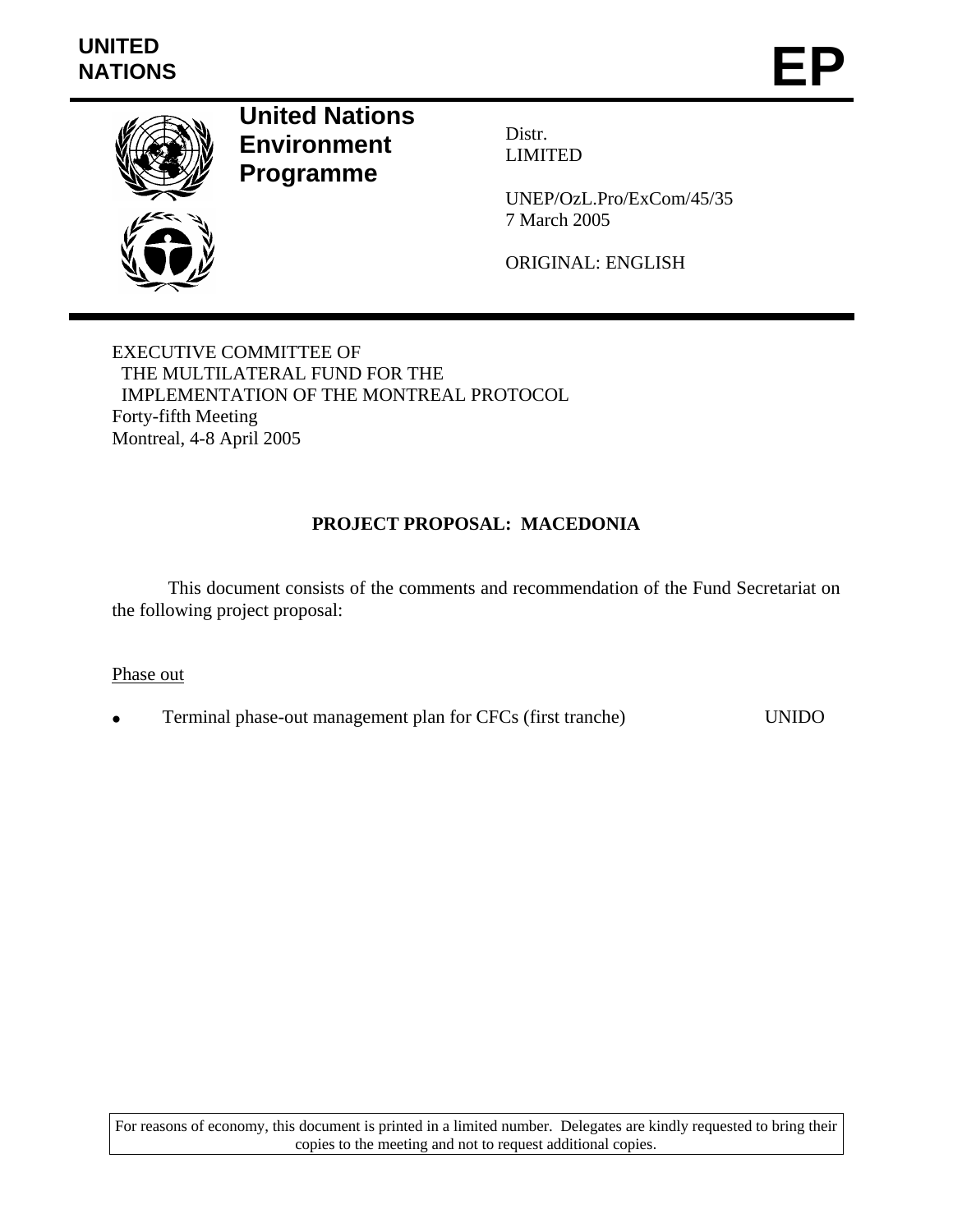UNITED NATIONS

# EP

**United Nations Environment Programme**

Distr.
LIMITED

UNEP/OzL.Pro/ExCom/45/35
7 March 2005

ORIGINAL: ENGLISH

EXECUTIVE COMMITTEE OF
THE MULTILATERAL FUND FOR THE
IMPLEMENTATION OF THE MONTREAL PROTOCOL
Forty-fifth Meeting
Montreal, 4-8 April 2005

## PROJECT PROPOSAL: MACEDONIA

This document consists of the comments and recommendation of the Fund Secretariat on the following project proposal:

Phase out

- Terminal phase-out management plan for CFCs (first tranche) UNIDO

For reasons of economy, this document is printed in a limited number. Delegates are kindly requested to bring their copies to the meeting and not to request additional copies.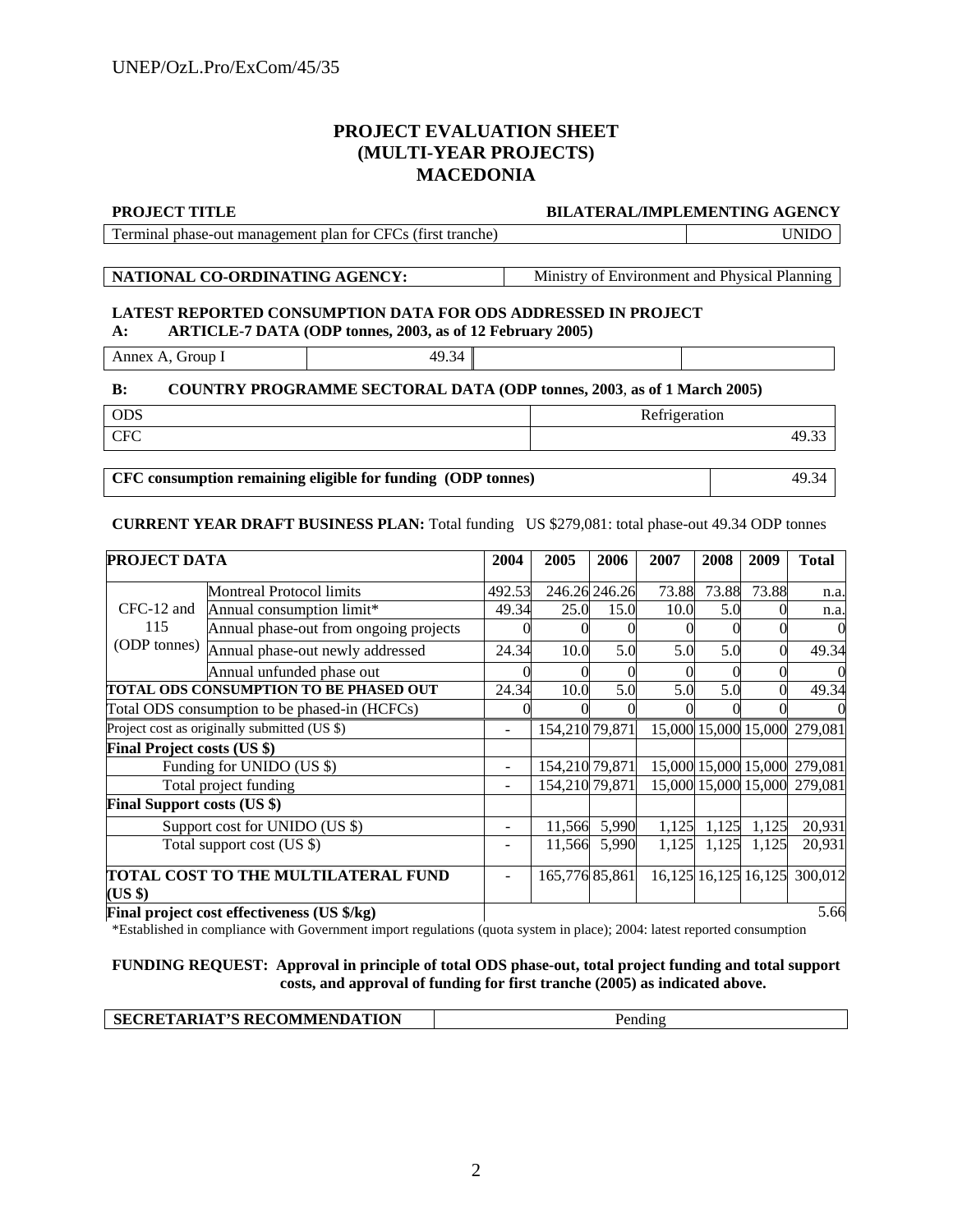## PROJECT EVALUATION SHEET
## (MULTI-YEAR PROJECTS)
## MACEDONIA

| PROJECT TITLE | BILATERAL/IMPLEMENTING AGENCY |
|---|---|
| Terminal phase-out management plan for CFCs (first tranche) | UNIDO |

| NATIONAL CO-ORDINATING AGENCY: | Ministry of Environment and Physical Planning |
|---|---|

**LATEST REPORTED CONSUMPTION DATA FOR ODS ADDRESSED IN PROJECT**

**A: ARTICLE-7 DATA (ODP tonnes, 2003, as of 12 February 2005)**

| Annex A, Group I | 49.34 | | |
|---|---|---|---|

**B: COUNTRY PROGRAMME SECTORAL DATA (ODP tonnes, 2003, as of 1 March 2005)**

| ODS | Refrigeration |
|---|---|
| CFC | 49.33 |

| CFC consumption remaining eligible for funding (ODP tonnes) | 49.34 |
|---|---|

**CURRENT YEAR DRAFT BUSINESS PLAN:** Total funding US $279,081: total phase-out 49.34 ODP tonnes

| PROJECT DATA | | 2004 | 2005 | 2006 | 2007 | 2008 | 2009 | Total |
|---|---|---|---|---|---|---|---|---|
| CFC-12 and 115 (ODP tonnes) | Montreal Protocol limits | 492.53 | 246.26 | 246.26 | 73.88 | 73.88 | 73.88 | n.a. |
| | Annual consumption limit* | 49.34 | 25.0 | 15.0 | 10.0 | 5.0 | 0 | n.a. |
| | Annual phase-out from ongoing projects | 0 | 0 | 0 | 0 | 0 | 0 | 0 |
| | Annual phase-out newly addressed | 24.34 | 10.0 | 5.0 | 5.0 | 5.0 | 0 | 49.34 |
| | Annual unfunded phase out | 0 | 0 | 0 | 0 | 0 | 0 | 0 |
| **TOTAL ODS CONSUMPTION TO BE PHASED OUT** | | 24.34 | 10.0 | 5.0 | 5.0 | 5.0 | 0 | 49.34 |
| Total ODS consumption to be phased-in (HCFCs) | | 0 | 0 | 0 | 0 | 0 | 0 | 0 |
| Project cost as originally submitted (US $) | | - | 154,210 | 79,871 | 15,000 | 15,000 | 15,000 | 279,081 |
| **Final Project costs (US $)** | | | | | | | | |
| Funding for UNIDO (US $) | | - | 154,210 | 79,871 | 15,000 | 15,000 | 15,000 | 279,081 |
| Total project funding | | - | 154,210 | 79,871 | 15,000 | 15,000 | 15,000 | 279,081 |
| **Final Support costs (US $)** | | | | | | | | |
| Support cost for UNIDO (US $) | | - | 11,566 | 5,990 | 1,125 | 1,125 | 1,125 | 20,931 |
| Total support cost (US $) | | - | 11,566 | 5,990 | 1,125 | 1,125 | 1,125 | 20,931 |
| **TOTAL COST TO THE MULTILATERAL FUND (US $)** | | - | 165,776 | 85,861 | 16,125 | 16,125 | 16,125 | 300,012 |
| **Final project cost effectiveness (US $/kg)** | | | | | | | | 5.66 |

*Established in compliance with Government import regulations (quota system in place); 2004: latest reported consumption

**FUNDING REQUEST: Approval in principle of total ODS phase-out, total project funding and total support costs, and approval of funding for first tranche (2005) as indicated above.**

| SECRETARIAT'S RECOMMENDATION | Pending |
|---|---|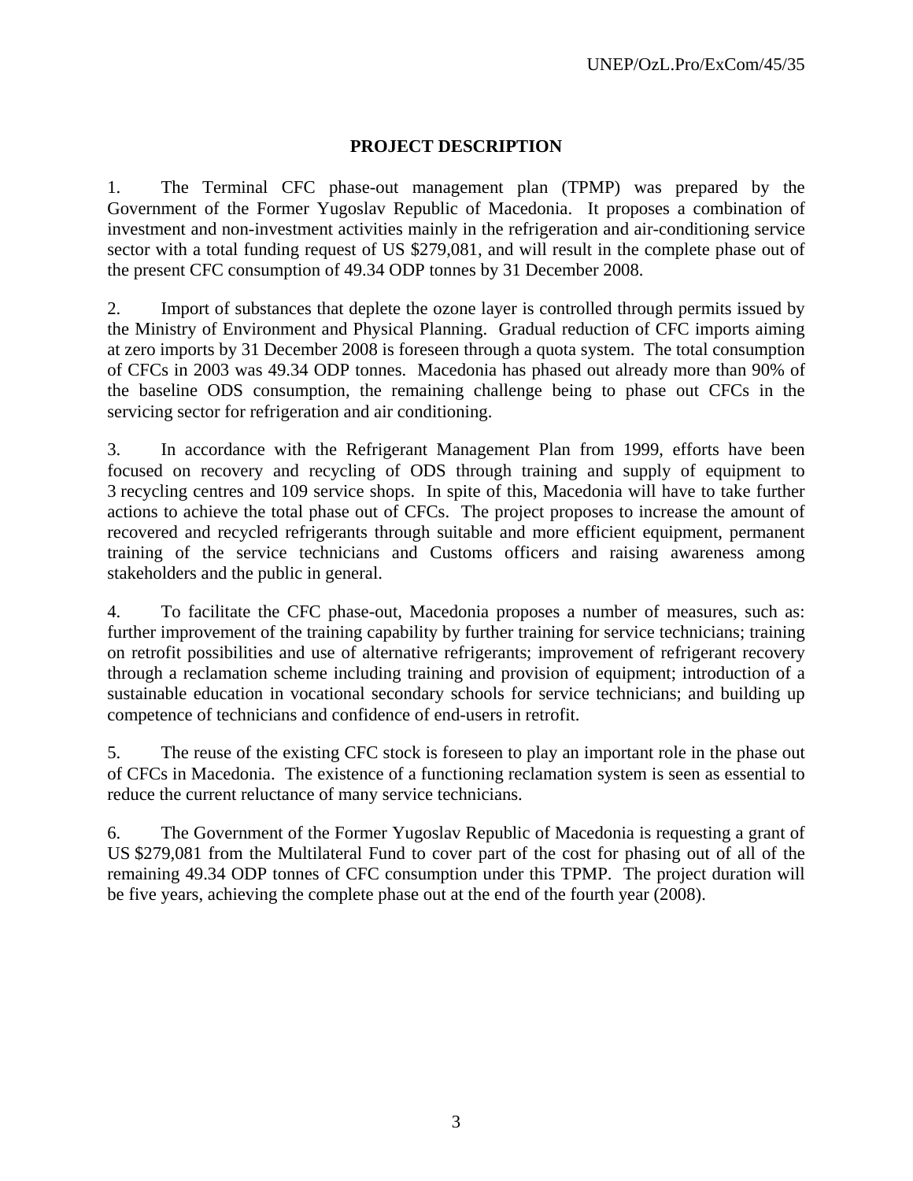## PROJECT DESCRIPTION

1. The Terminal CFC phase-out management plan (TPMP) was prepared by the Government of the Former Yugoslav Republic of Macedonia. It proposes a combination of investment and non-investment activities mainly in the refrigeration and air-conditioning service sector with a total funding request of US $279,081, and will result in the complete phase out of the present CFC consumption of 49.34 ODP tonnes by 31 December 2008.

2. Import of substances that deplete the ozone layer is controlled through permits issued by the Ministry of Environment and Physical Planning. Gradual reduction of CFC imports aiming at zero imports by 31 December 2008 is foreseen through a quota system. The total consumption of CFCs in 2003 was 49.34 ODP tonnes. Macedonia has phased out already more than 90% of the baseline ODS consumption, the remaining challenge being to phase out CFCs in the servicing sector for refrigeration and air conditioning.

3. In accordance with the Refrigerant Management Plan from 1999, efforts have been focused on recovery and recycling of ODS through training and supply of equipment to 3 recycling centres and 109 service shops. In spite of this, Macedonia will have to take further actions to achieve the total phase out of CFCs. The project proposes to increase the amount of recovered and recycled refrigerants through suitable and more efficient equipment, permanent training of the service technicians and Customs officers and raising awareness among stakeholders and the public in general.

4. To facilitate the CFC phase-out, Macedonia proposes a number of measures, such as: further improvement of the training capability by further training for service technicians; training on retrofit possibilities and use of alternative refrigerants; improvement of refrigerant recovery through a reclamation scheme including training and provision of equipment; introduction of a sustainable education in vocational secondary schools for service technicians; and building up competence of technicians and confidence of end-users in retrofit.

5. The reuse of the existing CFC stock is foreseen to play an important role in the phase out of CFCs in Macedonia. The existence of a functioning reclamation system is seen as essential to reduce the current reluctance of many service technicians.

6. The Government of the Former Yugoslav Republic of Macedonia is requesting a grant of US $279,081 from the Multilateral Fund to cover part of the cost for phasing out of all of the remaining 49.34 ODP tonnes of CFC consumption under this TPMP. The project duration will be five years, achieving the complete phase out at the end of the fourth year (2008).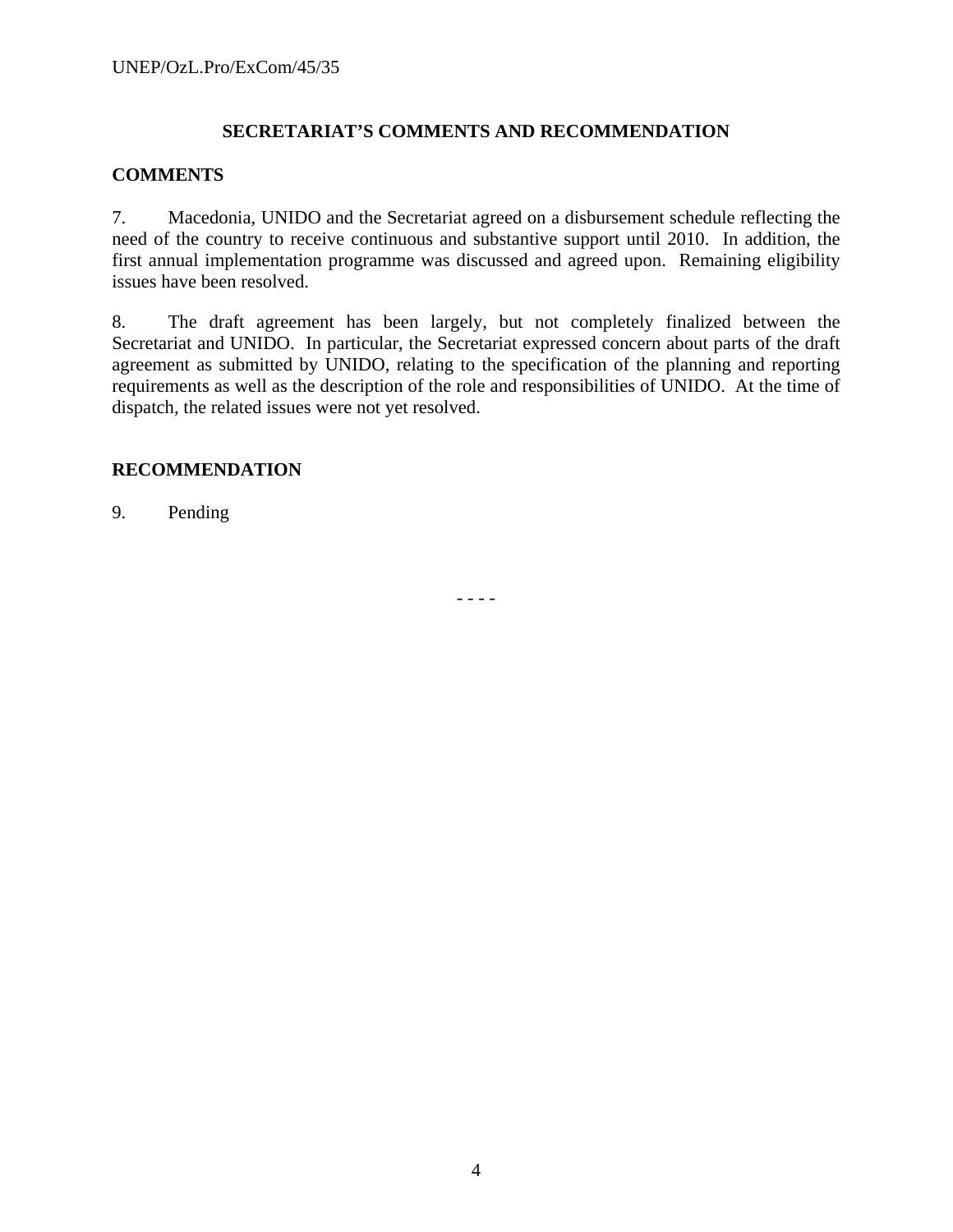## SECRETARIAT'S COMMENTS AND RECOMMENDATION

### COMMENTS

7. Macedonia, UNIDO and the Secretariat agreed on a disbursement schedule reflecting the need of the country to receive continuous and substantive support until 2010. In addition, the first annual implementation programme was discussed and agreed upon. Remaining eligibility issues have been resolved.

8. The draft agreement has been largely, but not completely finalized between the Secretariat and UNIDO. In particular, the Secretariat expressed concern about parts of the draft agreement as submitted by UNIDO, relating to the specification of the planning and reporting requirements as well as the description of the role and responsibilities of UNIDO. At the time of dispatch, the related issues were not yet resolved.

### RECOMMENDATION

9. Pending

- - - -